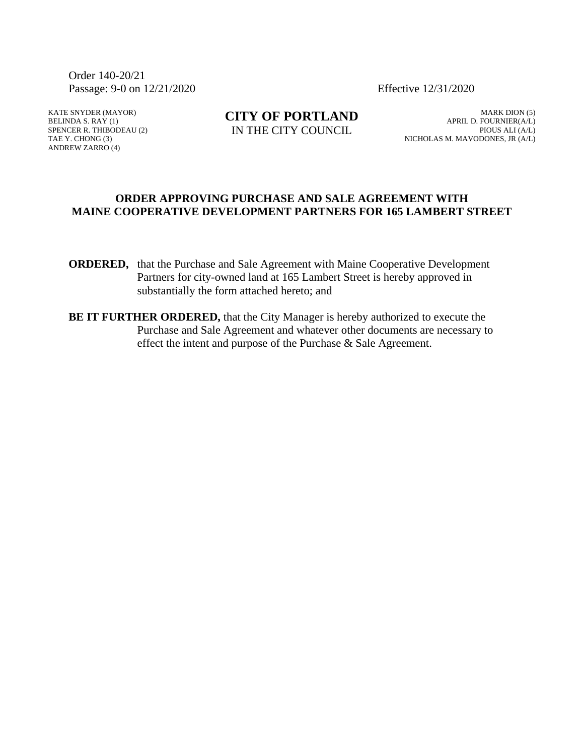Order 140-20/21
Passage: 9-0 on 12/21/2020 Effective 12/31/2020

KATE SNYDER (MAYOR)
BELINDA S. RAY (1)
SPENCER R. THIBODEAU (2)
TAE Y. CHONG (3)
ANDREW ZARRO (4)

**CITY OF PORTLAND**
IN THE CITY COUNCIL

MARK DION (5)
APRIL D. FOURNIER(A/L)
PIOUS ALI (A/L)
NICHOLAS M. MAVODONES, JR (A/L)

**ORDER APPROVING PURCHASE AND SALE AGREEMENT WITH MAINE COOPERATIVE DEVELOPMENT PARTNERS FOR 165 LAMBERT STREET**

**ORDERED,** that the Purchase and Sale Agreement with Maine Cooperative Development Partners for city-owned land at 165 Lambert Street is hereby approved in substantially the form attached hereto; and

**BE IT FURTHER ORDERED,** that the City Manager is hereby authorized to execute the Purchase and Sale Agreement and whatever other documents are necessary to effect the intent and purpose of the Purchase & Sale Agreement.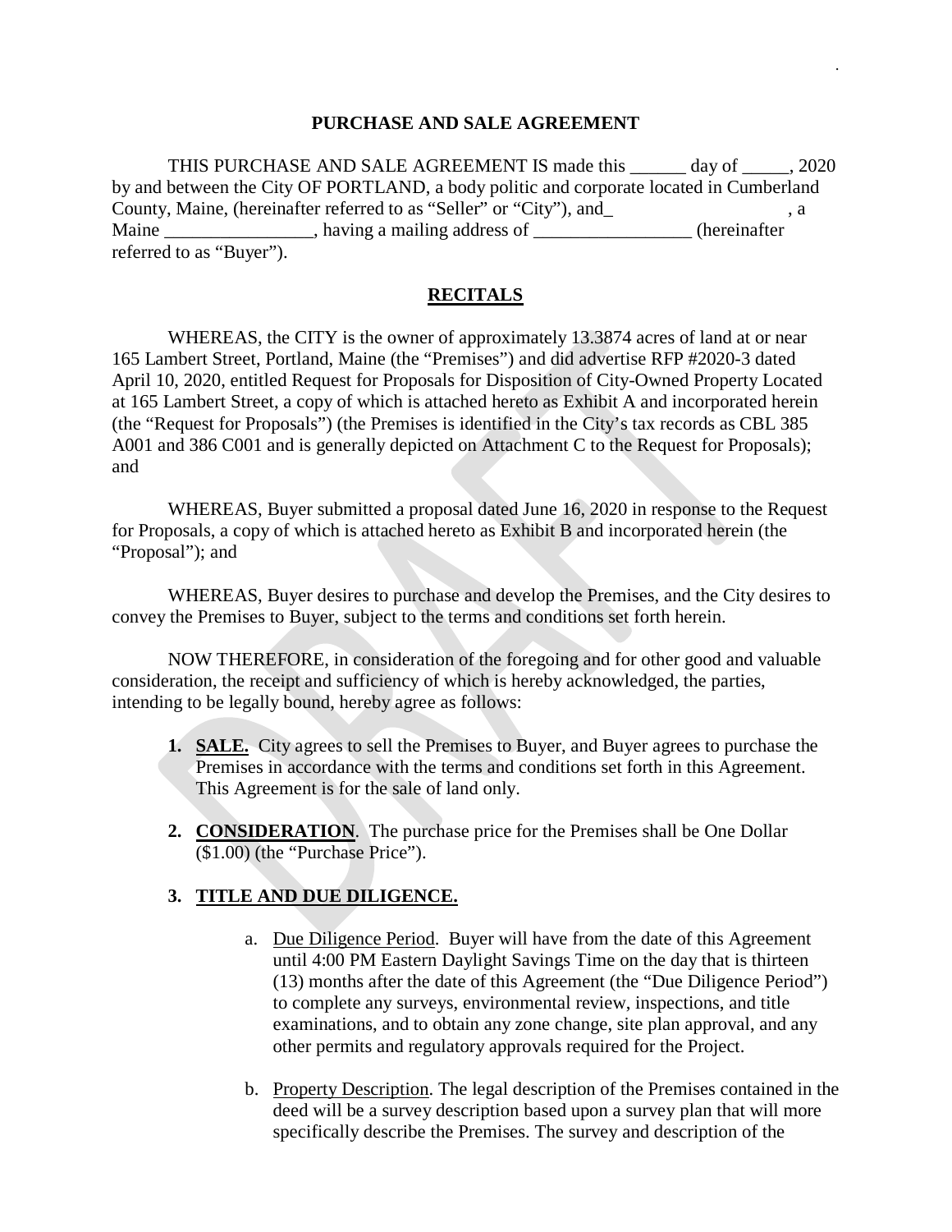## PURCHASE AND SALE AGREEMENT

THIS PURCHASE AND SALE AGREEMENT IS made this ______ day of _____, 2020 by and between the City OF PORTLAND, a body politic and corporate located in Cumberland County, Maine, (hereinafter referred to as "Seller" or "City"), and_ , a Maine ________________, having a mailing address of _________________ (hereinafter referred to as "Buyer").

## RECITALS

WHEREAS, the CITY is the owner of approximately 13.3874 acres of land at or near 165 Lambert Street, Portland, Maine (the "Premises") and did advertise RFP #2020-3 dated April 10, 2020, entitled Request for Proposals for Disposition of City-Owned Property Located at 165 Lambert Street, a copy of which is attached hereto as Exhibit A and incorporated herein (the "Request for Proposals") (the Premises is identified in the City's tax records as CBL 385 A001 and 386 C001 and is generally depicted on Attachment C to the Request for Proposals); and

WHEREAS, Buyer submitted a proposal dated June 16, 2020 in response to the Request for Proposals, a copy of which is attached hereto as Exhibit B and incorporated herein (the "Proposal"); and

WHEREAS, Buyer desires to purchase and develop the Premises, and the City desires to convey the Premises to Buyer, subject to the terms and conditions set forth herein.

NOW THEREFORE, in consideration of the foregoing and for other good and valuable consideration, the receipt and sufficiency of which is hereby acknowledged, the parties, intending to be legally bound, hereby agree as follows:

1. **SALE.** City agrees to sell the Premises to Buyer, and Buyer agrees to purchase the Premises in accordance with the terms and conditions set forth in this Agreement. This Agreement is for the sale of land only.

2. **CONSIDERATION**. The purchase price for the Premises shall be One Dollar ($1.00) (the "Purchase Price").

3. **TITLE AND DUE DILIGENCE.**

    a. Due Diligence Period. Buyer will have from the date of this Agreement until 4:00 PM Eastern Daylight Savings Time on the day that is thirteen (13) months after the date of this Agreement (the "Due Diligence Period") to complete any surveys, environmental review, inspections, and title examinations, and to obtain any zone change, site plan approval, and any other permits and regulatory approvals required for the Project.

    b. Property Description. The legal description of the Premises contained in the deed will be a survey description based upon a survey plan that will more specifically describe the Premises. The survey and description of the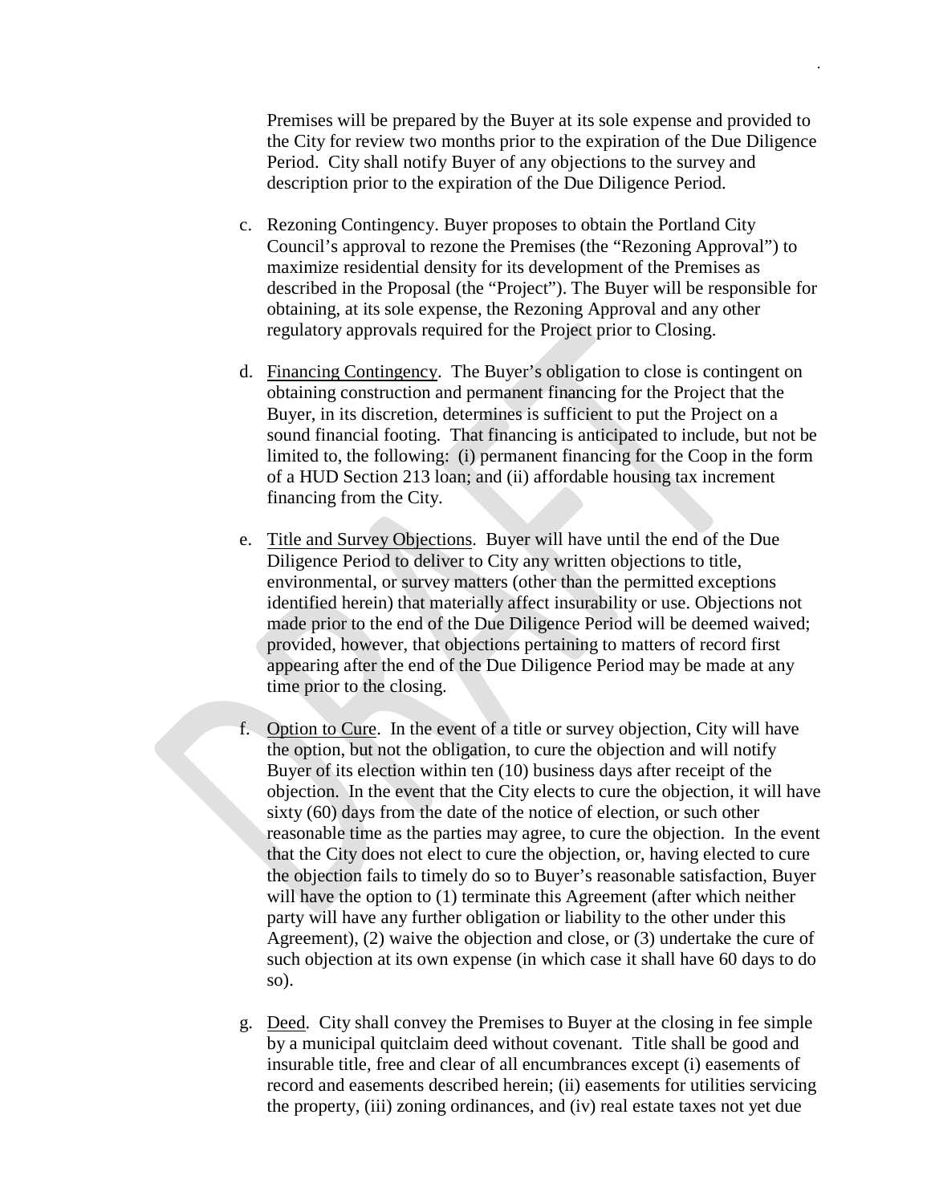Premises will be prepared by the Buyer at its sole expense and provided to the City for review two months prior to the expiration of the Due Diligence Period. City shall notify Buyer of any objections to the survey and description prior to the expiration of the Due Diligence Period.

c. Rezoning Contingency. Buyer proposes to obtain the Portland City Council's approval to rezone the Premises (the "Rezoning Approval") to maximize residential density for its development of the Premises as described in the Proposal (the "Project"). The Buyer will be responsible for obtaining, at its sole expense, the Rezoning Approval and any other regulatory approvals required for the Project prior to Closing.

d. <u>Financing Contingency</u>. The Buyer's obligation to close is contingent on obtaining construction and permanent financing for the Project that the Buyer, in its discretion, determines is sufficient to put the Project on a sound financial footing. That financing is anticipated to include, but not be limited to, the following: (i) permanent financing for the Coop in the form of a HUD Section 213 loan; and (ii) affordable housing tax increment financing from the City.

e. <u>Title and Survey Objections</u>. Buyer will have until the end of the Due Diligence Period to deliver to City any written objections to title, environmental, or survey matters (other than the permitted exceptions identified herein) that materially affect insurability or use. Objections not made prior to the end of the Due Diligence Period will be deemed waived; provided, however, that objections pertaining to matters of record first appearing after the end of the Due Diligence Period may be made at any time prior to the closing.

f. <u>Option to Cure</u>. In the event of a title or survey objection, City will have the option, but not the obligation, to cure the objection and will notify Buyer of its election within ten (10) business days after receipt of the objection. In the event that the City elects to cure the objection, it will have sixty (60) days from the date of the notice of election, or such other reasonable time as the parties may agree, to cure the objection. In the event that the City does not elect to cure the objection, or, having elected to cure the objection fails to timely do so to Buyer's reasonable satisfaction, Buyer will have the option to (1) terminate this Agreement (after which neither party will have any further obligation or liability to the other under this Agreement), (2) waive the objection and close, or (3) undertake the cure of such objection at its own expense (in which case it shall have 60 days to do so).

g. <u>Deed</u>. City shall convey the Premises to Buyer at the closing in fee simple by a municipal quitclaim deed without covenant. Title shall be good and insurable title, free and clear of all encumbrances except (i) easements of record and easements described herein; (ii) easements for utilities servicing the property, (iii) zoning ordinances, and (iv) real estate taxes not yet due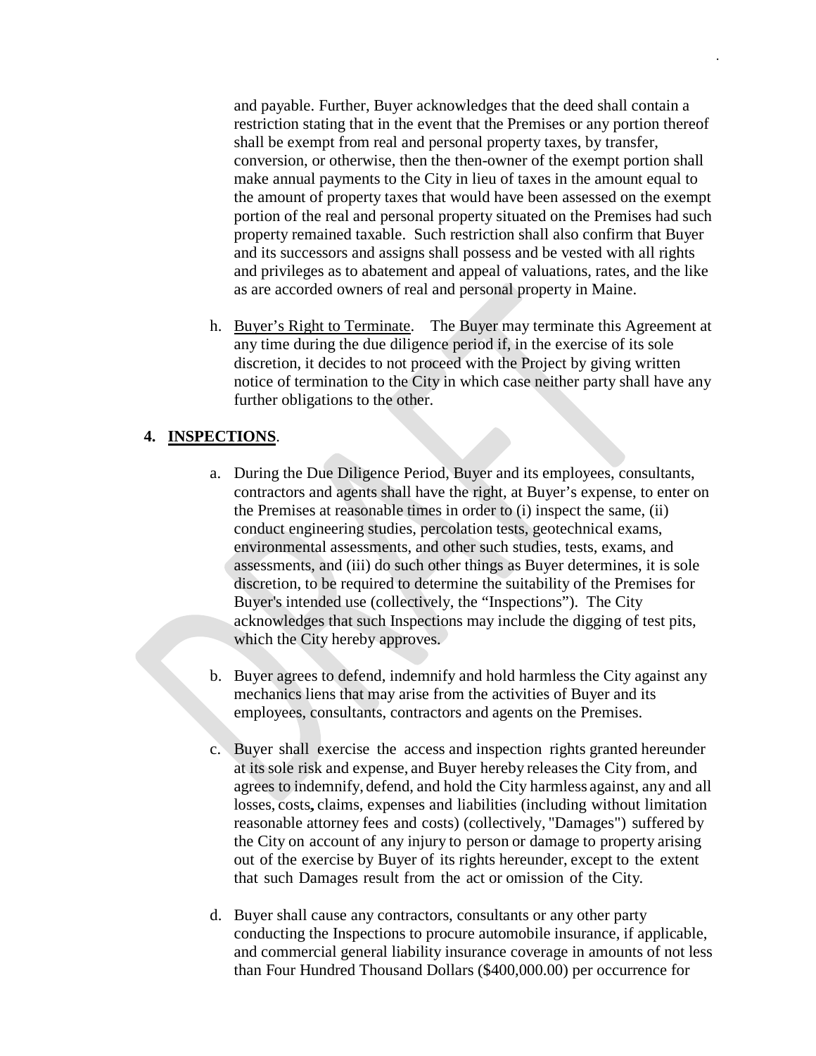and payable. Further, Buyer acknowledges that the deed shall contain a restriction stating that in the event that the Premises or any portion thereof shall be exempt from real and personal property taxes, by transfer, conversion, or otherwise, then the then-owner of the exempt portion shall make annual payments to the City in lieu of taxes in the amount equal to the amount of property taxes that would have been assessed on the exempt portion of the real and personal property situated on the Premises had such property remained taxable. Such restriction shall also confirm that Buyer and its successors and assigns shall possess and be vested with all rights and privileges as to abatement and appeal of valuations, rates, and the like as are accorded owners of real and personal property in Maine.

h. Buyer's Right to Terminate. The Buyer may terminate this Agreement at any time during the due diligence period if, in the exercise of its sole discretion, it decides to not proceed with the Project by giving written notice of termination to the City in which case neither party shall have any further obligations to the other.

**4. INSPECTIONS**.

a. During the Due Diligence Period, Buyer and its employees, consultants, contractors and agents shall have the right, at Buyer's expense, to enter on the Premises at reasonable times in order to (i) inspect the same, (ii) conduct engineering studies, percolation tests, geotechnical exams, environmental assessments, and other such studies, tests, exams, and assessments, and (iii) do such other things as Buyer determines, it is sole discretion, to be required to determine the suitability of the Premises for Buyer's intended use (collectively, the "Inspections"). The City acknowledges that such Inspections may include the digging of test pits, which the City hereby approves.

b. Buyer agrees to defend, indemnify and hold harmless the City against any mechanics liens that may arise from the activities of Buyer and its employees, consultants, contractors and agents on the Premises.

c. Buyer shall exercise the access and inspection rights granted hereunder at its sole risk and expense, and Buyer hereby releases the City from, and agrees to indemnify, defend, and hold the City harmless against, any and all losses, costs, claims, expenses and liabilities (including without limitation reasonable attorney fees and costs) (collectively, "Damages") suffered by the City on account of any injury to person or damage to property arising out of the exercise by Buyer of its rights hereunder, except to the extent that such Damages result from the act or omission of the City.

d. Buyer shall cause any contractors, consultants or any other party conducting the Inspections to procure automobile insurance, if applicable, and commercial general liability insurance coverage in amounts of not less than Four Hundred Thousand Dollars ($400,000.00) per occurrence for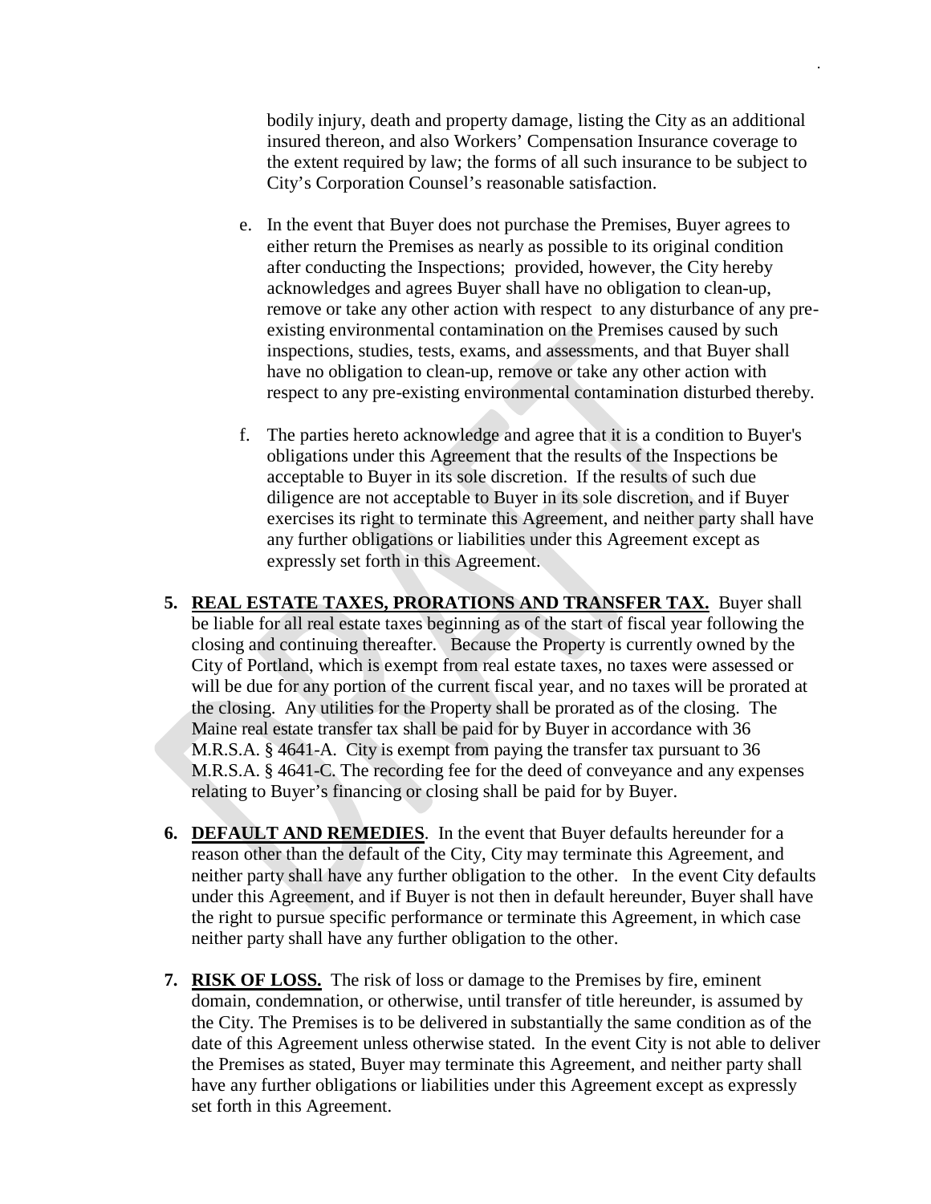bodily injury, death and property damage, listing the City as an additional insured thereon, and also Workers' Compensation Insurance coverage to the extent required by law; the forms of all such insurance to be subject to City's Corporation Counsel's reasonable satisfaction.

e. In the event that Buyer does not purchase the Premises, Buyer agrees to either return the Premises as nearly as possible to its original condition after conducting the Inspections; provided, however, the City hereby acknowledges and agrees Buyer shall have no obligation to clean-up, remove or take any other action with respect to any disturbance of any pre-existing environmental contamination on the Premises caused by such inspections, studies, tests, exams, and assessments, and that Buyer shall have no obligation to clean-up, remove or take any other action with respect to any pre-existing environmental contamination disturbed thereby.

f. The parties hereto acknowledge and agree that it is a condition to Buyer's obligations under this Agreement that the results of the Inspections be acceptable to Buyer in its sole discretion. If the results of such due diligence are not acceptable to Buyer in its sole discretion, and if Buyer exercises its right to terminate this Agreement, and neither party shall have any further obligations or liabilities under this Agreement except as expressly set forth in this Agreement.

**5. REAL ESTATE TAXES, PRORATIONS AND TRANSFER TAX.** Buyer shall be liable for all real estate taxes beginning as of the start of fiscal year following the closing and continuing thereafter. Because the Property is currently owned by the City of Portland, which is exempt from real estate taxes, no taxes were assessed or will be due for any portion of the current fiscal year, and no taxes will be prorated at the closing. Any utilities for the Property shall be prorated as of the closing. The Maine real estate transfer tax shall be paid for by Buyer in accordance with 36 M.R.S.A. § 4641-A. City is exempt from paying the transfer tax pursuant to 36 M.R.S.A. § 4641-C. The recording fee for the deed of conveyance and any expenses relating to Buyer's financing or closing shall be paid for by Buyer.

**6. DEFAULT AND REMEDIES**. In the event that Buyer defaults hereunder for a reason other than the default of the City, City may terminate this Agreement, and neither party shall have any further obligation to the other. In the event City defaults under this Agreement, and if Buyer is not then in default hereunder, Buyer shall have the right to pursue specific performance or terminate this Agreement, in which case neither party shall have any further obligation to the other.

**7. RISK OF LOSS.** The risk of loss or damage to the Premises by fire, eminent domain, condemnation, or otherwise, until transfer of title hereunder, is assumed by the City. The Premises is to be delivered in substantially the same condition as of the date of this Agreement unless otherwise stated. In the event City is not able to deliver the Premises as stated, Buyer may terminate this Agreement, and neither party shall have any further obligations or liabilities under this Agreement except as expressly set forth in this Agreement.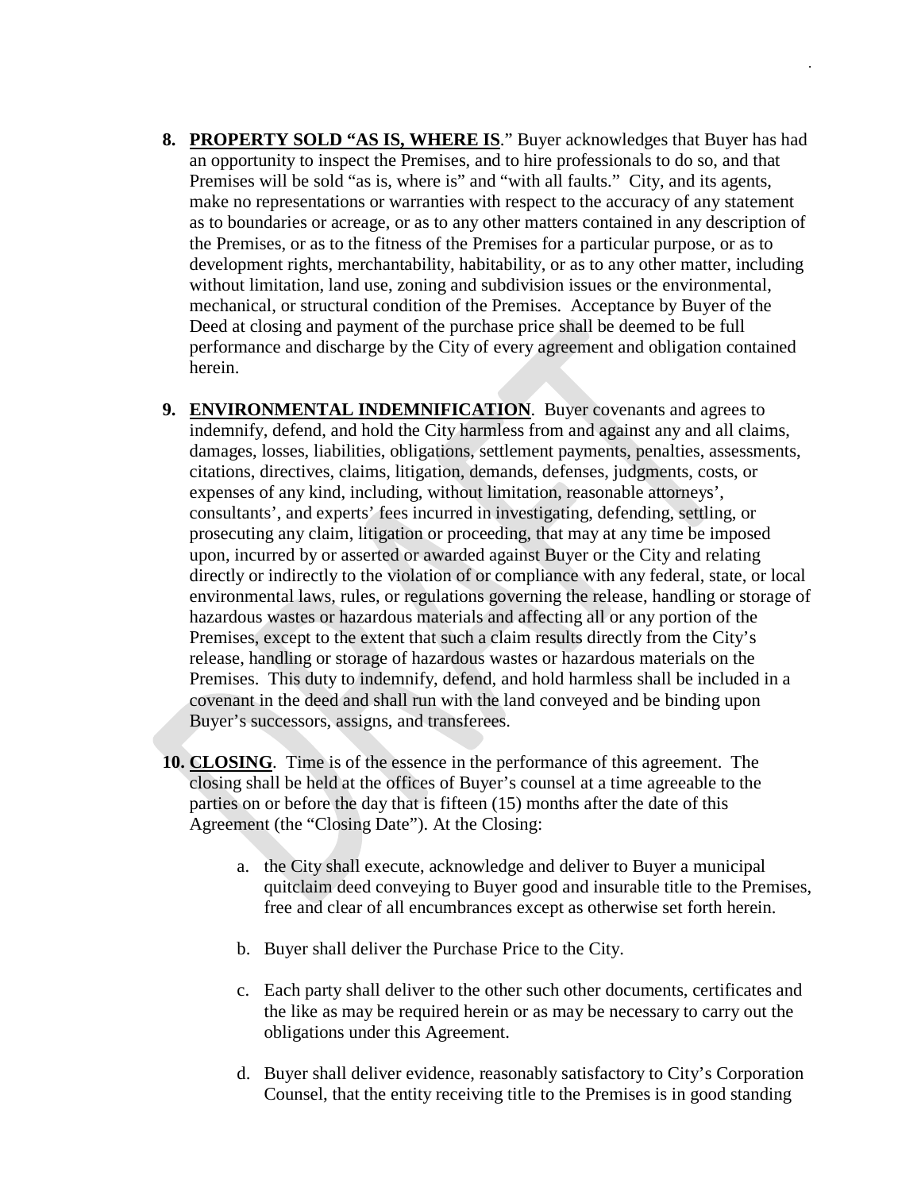8. **PROPERTY SOLD "AS IS, WHERE IS**." Buyer acknowledges that Buyer has had an opportunity to inspect the Premises, and to hire professionals to do so, and that Premises will be sold "as is, where is" and "with all faults." City, and its agents, make no representations or warranties with respect to the accuracy of any statement as to boundaries or acreage, or as to any other matters contained in any description of the Premises, or as to the fitness of the Premises for a particular purpose, or as to development rights, merchantability, habitability, or as to any other matter, including without limitation, land use, zoning and subdivision issues or the environmental, mechanical, or structural condition of the Premises. Acceptance by Buyer of the Deed at closing and payment of the purchase price shall be deemed to be full performance and discharge by the City of every agreement and obligation contained herein.

9. **ENVIRONMENTAL INDEMNIFICATION**. Buyer covenants and agrees to indemnify, defend, and hold the City harmless from and against any and all claims, damages, losses, liabilities, obligations, settlement payments, penalties, assessments, citations, directives, claims, litigation, demands, defenses, judgments, costs, or expenses of any kind, including, without limitation, reasonable attorneys', consultants', and experts' fees incurred in investigating, defending, settling, or prosecuting any claim, litigation or proceeding, that may at any time be imposed upon, incurred by or asserted or awarded against Buyer or the City and relating directly or indirectly to the violation of or compliance with any federal, state, or local environmental laws, rules, or regulations governing the release, handling or storage of hazardous wastes or hazardous materials and affecting all or any portion of the Premises, except to the extent that such a claim results directly from the City's release, handling or storage of hazardous wastes or hazardous materials on the Premises. This duty to indemnify, defend, and hold harmless shall be included in a covenant in the deed and shall run with the land conveyed and be binding upon Buyer's successors, assigns, and transferees.

10. **CLOSING**. Time is of the essence in the performance of this agreement. The closing shall be held at the offices of Buyer's counsel at a time agreeable to the parties on or before the day that is fifteen (15) months after the date of this Agreement (the "Closing Date"). At the Closing:

    a. the City shall execute, acknowledge and deliver to Buyer a municipal quitclaim deed conveying to Buyer good and insurable title to the Premises, free and clear of all encumbrances except as otherwise set forth herein.

    b. Buyer shall deliver the Purchase Price to the City.

    c. Each party shall deliver to the other such other documents, certificates and the like as may be required herein or as may be necessary to carry out the obligations under this Agreement.

    d. Buyer shall deliver evidence, reasonably satisfactory to City's Corporation Counsel, that the entity receiving title to the Premises is in good standing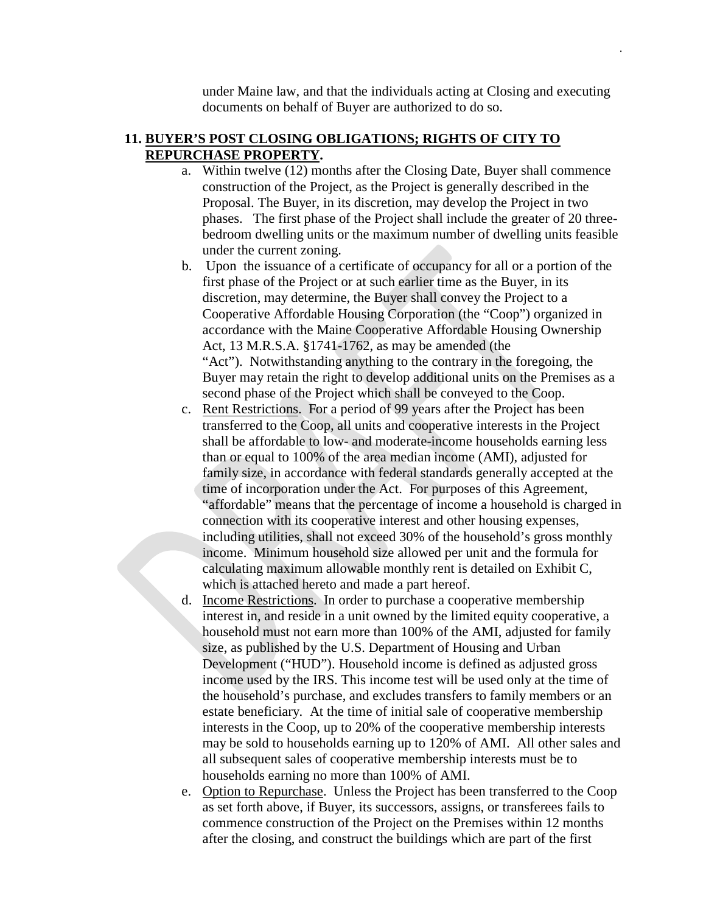under Maine law, and that the individuals acting at Closing and executing documents on behalf of Buyer are authorized to do so.

**11. <u>BUYER'S POST CLOSING OBLIGATIONS; RIGHTS OF CITY TO REPURCHASE PROPERTY</u>.**

a. Within twelve (12) months after the Closing Date, Buyer shall commence construction of the Project, as the Project is generally described in the Proposal. The Buyer, in its discretion, may develop the Project in two phases. The first phase of the Project shall include the greater of 20 three-bedroom dwelling units or the maximum number of dwelling units feasible under the current zoning.

b. Upon the issuance of a certificate of occupancy for all or a portion of the first phase of the Project or at such earlier time as the Buyer, in its discretion, may determine, the Buyer shall convey the Project to a Cooperative Affordable Housing Corporation (the "Coop") organized in accordance with the Maine Cooperative Affordable Housing Ownership Act, 13 M.R.S.A. §1741-1762, as may be amended (the "Act"). Notwithstanding anything to the contrary in the foregoing, the Buyer may retain the right to develop additional units on the Premises as a second phase of the Project which shall be conveyed to the Coop.

c. <u>Rent Restrictions</u>. For a period of 99 years after the Project has been transferred to the Coop, all units and cooperative interests in the Project shall be affordable to low- and moderate-income households earning less than or equal to 100% of the area median income (AMI), adjusted for family size, in accordance with federal standards generally accepted at the time of incorporation under the Act. For purposes of this Agreement, "affordable" means that the percentage of income a household is charged in connection with its cooperative interest and other housing expenses, including utilities, shall not exceed 30% of the household's gross monthly income. Minimum household size allowed per unit and the formula for calculating maximum allowable monthly rent is detailed on Exhibit C, which is attached hereto and made a part hereof.

d. <u>Income Restrictions</u>. In order to purchase a cooperative membership interest in, and reside in a unit owned by the limited equity cooperative, a household must not earn more than 100% of the AMI, adjusted for family size, as published by the U.S. Department of Housing and Urban Development ("HUD"). Household income is defined as adjusted gross income used by the IRS. This income test will be used only at the time of the household's purchase, and excludes transfers to family members or an estate beneficiary. At the time of initial sale of cooperative membership interests in the Coop, up to 20% of the cooperative membership interests may be sold to households earning up to 120% of AMI. All other sales and all subsequent sales of cooperative membership interests must be to households earning no more than 100% of AMI.

e. <u>Option to Repurchase</u>. Unless the Project has been transferred to the Coop as set forth above, if Buyer, its successors, assigns, or transferees fails to commence construction of the Project on the Premises within 12 months after the closing, and construct the buildings which are part of the first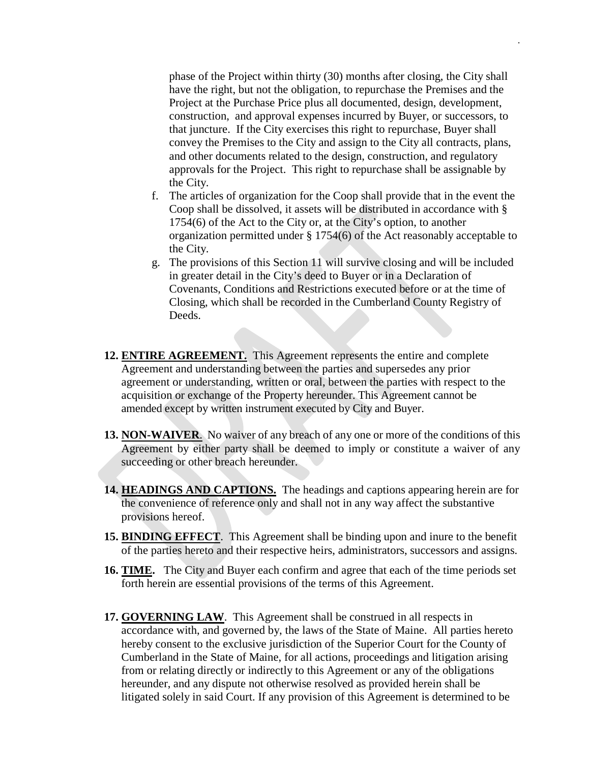phase of the Project within thirty (30) months after closing, the City shall have the right, but not the obligation, to repurchase the Premises and the Project at the Purchase Price plus all documented, design, development, construction, and approval expenses incurred by Buyer, or successors, to that juncture. If the City exercises this right to repurchase, Buyer shall convey the Premises to the City and assign to the City all contracts, plans, and other documents related to the design, construction, and regulatory approvals for the Project. This right to repurchase shall be assignable by the City.

f. The articles of organization for the Coop shall provide that in the event the Coop shall be dissolved, it assets will be distributed in accordance with § 1754(6) of the Act to the City or, at the City's option, to another organization permitted under § 1754(6) of the Act reasonably acceptable to the City.

g. The provisions of this Section 11 will survive closing and will be included in greater detail in the City's deed to Buyer or in a Declaration of Covenants, Conditions and Restrictions executed before or at the time of Closing, which shall be recorded in the Cumberland County Registry of Deeds.

**12. ENTIRE AGREEMENT.** This Agreement represents the entire and complete Agreement and understanding between the parties and supersedes any prior agreement or understanding, written or oral, between the parties with respect to the acquisition or exchange of the Property hereunder. This Agreement cannot be amended except by written instrument executed by City and Buyer.

**13. NON-WAIVER**. No waiver of any breach of any one or more of the conditions of this Agreement by either party shall be deemed to imply or constitute a waiver of any succeeding or other breach hereunder.

**14. HEADINGS AND CAPTIONS.** The headings and captions appearing herein are for the convenience of reference only and shall not in any way affect the substantive provisions hereof.

**15. BINDING EFFECT**. This Agreement shall be binding upon and inure to the benefit of the parties hereto and their respective heirs, administrators, successors and assigns.

**16. TIME.** The City and Buyer each confirm and agree that each of the time periods set forth herein are essential provisions of the terms of this Agreement.

**17. GOVERNING LAW**. This Agreement shall be construed in all respects in accordance with, and governed by, the laws of the State of Maine. All parties hereto hereby consent to the exclusive jurisdiction of the Superior Court for the County of Cumberland in the State of Maine, for all actions, proceedings and litigation arising from or relating directly or indirectly to this Agreement or any of the obligations hereunder, and any dispute not otherwise resolved as provided herein shall be litigated solely in said Court. If any provision of this Agreement is determined to be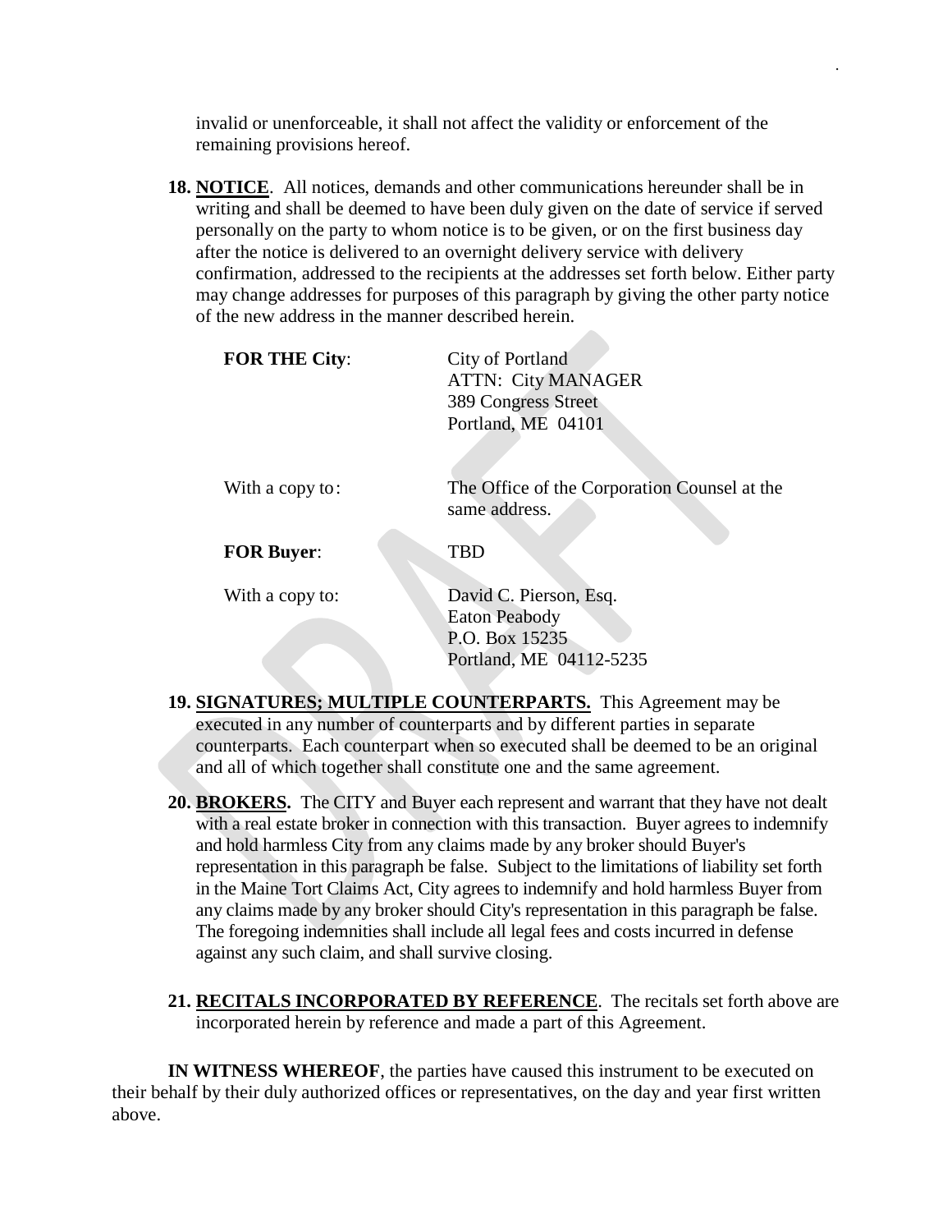invalid or unenforceable, it shall not affect the validity or enforcement of the remaining provisions hereof.

18. **NOTICE**. All notices, demands and other communications hereunder shall be in writing and shall be deemed to have been duly given on the date of service if served personally on the party to whom notice is to be given, or on the first business day after the notice is delivered to an overnight delivery service with delivery confirmation, addressed to the recipients at the addresses set forth below. Either party may change addresses for purposes of this paragraph by giving the other party notice of the new address in the manner described herein.

| | |
|---|---|
| **FOR THE City**: | City of Portland<br>ATTN: City MANAGER<br>389 Congress Street<br>Portland, ME 04101 |
| With a copy to: | The Office of the Corporation Counsel at the same address. |
| **FOR Buyer**: | TBD |
| With a copy to: | David C. Pierson, Esq.<br>Eaton Peabody<br>P.O. Box 15235<br>Portland, ME 04112-5235 |

19. **SIGNATURES; MULTIPLE COUNTERPARTS.** This Agreement may be executed in any number of counterparts and by different parties in separate counterparts. Each counterpart when so executed shall be deemed to be an original and all of which together shall constitute one and the same agreement.

20. **BROKERS.** The CITY and Buyer each represent and warrant that they have not dealt with a real estate broker in connection with this transaction. Buyer agrees to indemnify and hold harmless City from any claims made by any broker should Buyer's representation in this paragraph be false. Subject to the limitations of liability set forth in the Maine Tort Claims Act, City agrees to indemnify and hold harmless Buyer from any claims made by any broker should City's representation in this paragraph be false. The foregoing indemnities shall include all legal fees and costs incurred in defense against any such claim, and shall survive closing.

21. **RECITALS INCORPORATED BY REFERENCE**. The recitals set forth above are incorporated herein by reference and made a part of this Agreement.

**IN WITNESS WHEREOF**, the parties have caused this instrument to be executed on their behalf by their duly authorized offices or representatives, on the day and year first written above.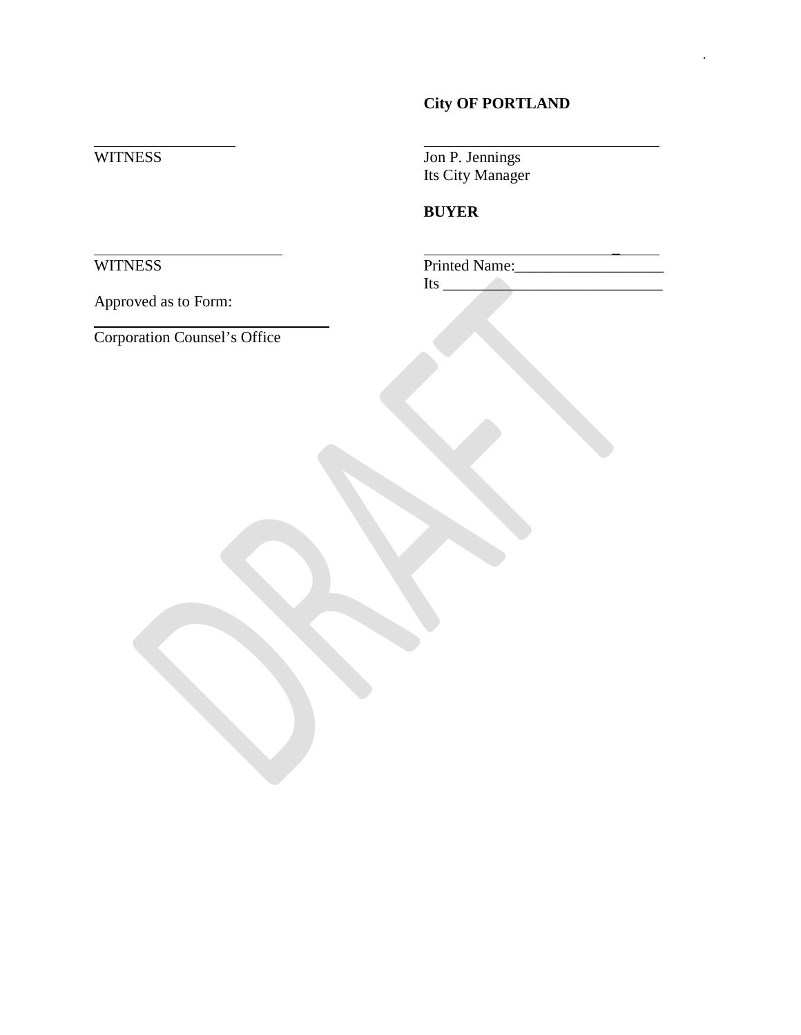**City OF PORTLAND**

| | |
|---|---|
| ____________________ | ____________________________ |
| WITNESS | Jon P. Jennings |
| | Its City Manager |

**BUYER**

| | |
|---|---|
| ____________________ | ____________________________ |
| WITNESS | Printed Name:___________________ |
| | Its ___________________________ |

Approved as to Form:

____________________________

Corporation Counsel's Office